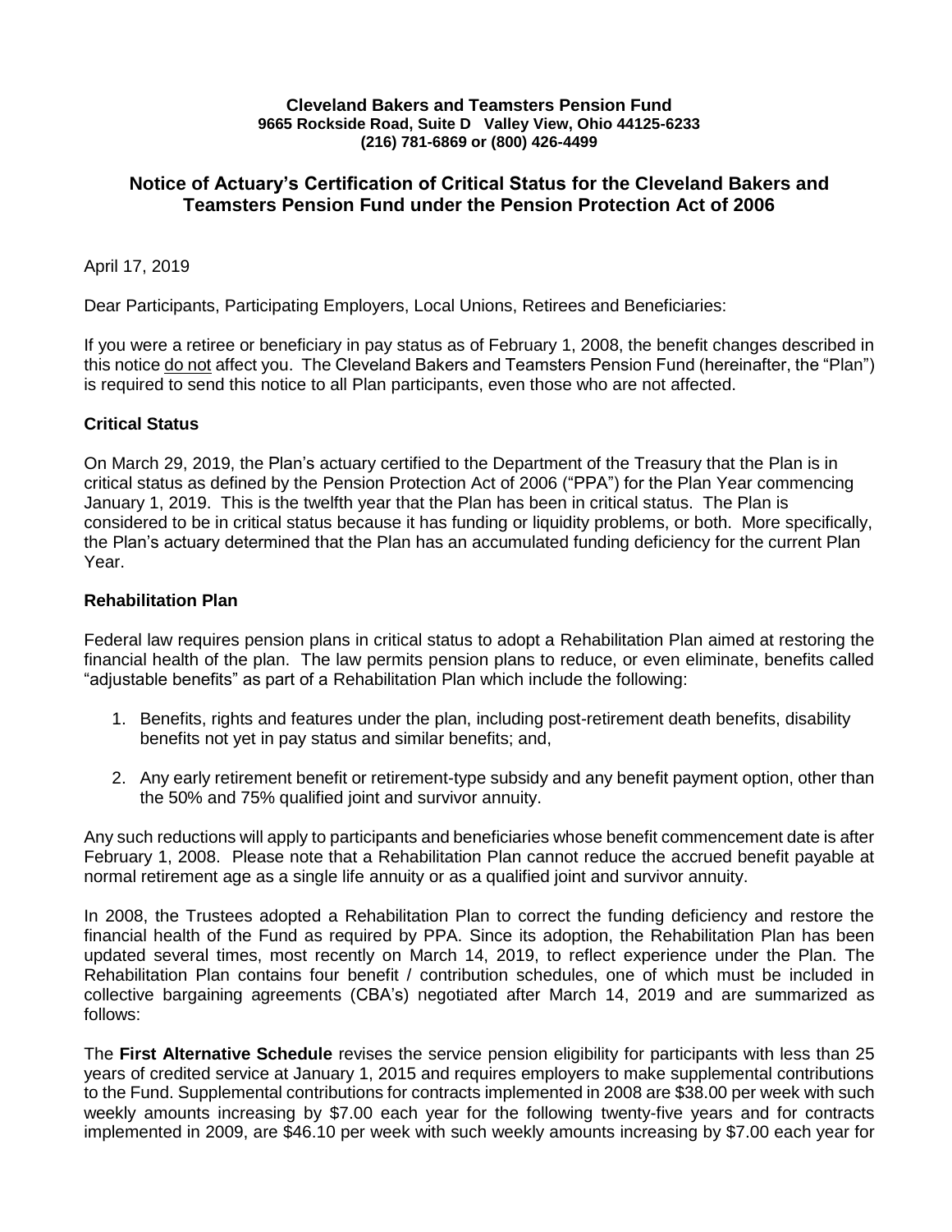**Cleveland Bakers and Teamsters Pension Fund**
**9665 Rockside Road, Suite D Valley View, Ohio 44125-6233**
**(216) 781-6869 or (800) 426-4499**

## Notice of Actuary's Certification of Critical Status for the Cleveland Bakers and Teamsters Pension Fund under the Pension Protection Act of 2006

April 17, 2019

Dear Participants, Participating Employers, Local Unions, Retirees and Beneficiaries:

If you were a retiree or beneficiary in pay status as of February 1, 2008, the benefit changes described in this notice do not affect you. The Cleveland Bakers and Teamsters Pension Fund (hereinafter, the "Plan") is required to send this notice to all Plan participants, even those who are not affected.

### Critical Status

On March 29, 2019, the Plan's actuary certified to the Department of the Treasury that the Plan is in critical status as defined by the Pension Protection Act of 2006 ("PPA") for the Plan Year commencing January 1, 2019. This is the twelfth year that the Plan has been in critical status. The Plan is considered to be in critical status because it has funding or liquidity problems, or both. More specifically, the Plan's actuary determined that the Plan has an accumulated funding deficiency for the current Plan Year.

### Rehabilitation Plan

Federal law requires pension plans in critical status to adopt a Rehabilitation Plan aimed at restoring the financial health of the plan. The law permits pension plans to reduce, or even eliminate, benefits called "adjustable benefits" as part of a Rehabilitation Plan which include the following:

1. Benefits, rights and features under the plan, including post-retirement death benefits, disability benefits not yet in pay status and similar benefits; and,
2. Any early retirement benefit or retirement-type subsidy and any benefit payment option, other than the 50% and 75% qualified joint and survivor annuity.

Any such reductions will apply to participants and beneficiaries whose benefit commencement date is after February 1, 2008. Please note that a Rehabilitation Plan cannot reduce the accrued benefit payable at normal retirement age as a single life annuity or as a qualified joint and survivor annuity.

In 2008, the Trustees adopted a Rehabilitation Plan to correct the funding deficiency and restore the financial health of the Fund as required by PPA. Since its adoption, the Rehabilitation Plan has been updated several times, most recently on March 14, 2019, to reflect experience under the Plan. The Rehabilitation Plan contains four benefit / contribution schedules, one of which must be included in collective bargaining agreements (CBA's) negotiated after March 14, 2019 and are summarized as follows:

The **First Alternative Schedule** revises the service pension eligibility for participants with less than 25 years of credited service at January 1, 2015 and requires employers to make supplemental contributions to the Fund. Supplemental contributions for contracts implemented in 2008 are $38.00 per week with such weekly amounts increasing by $7.00 each year for the following twenty-five years and for contracts implemented in 2009, are $46.10 per week with such weekly amounts increasing by $7.00 each year for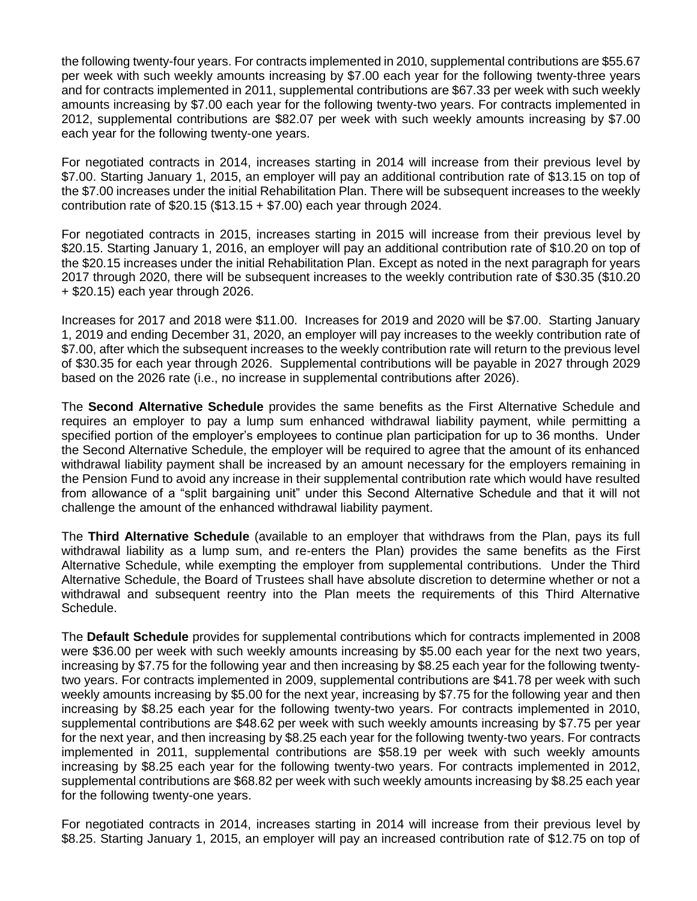the following twenty-four years. For contracts implemented in 2010, supplemental contributions are $55.67 per week with such weekly amounts increasing by $7.00 each year for the following twenty-three years and for contracts implemented in 2011, supplemental contributions are $67.33 per week with such weekly amounts increasing by $7.00 each year for the following twenty-two years. For contracts implemented in 2012, supplemental contributions are $82.07 per week with such weekly amounts increasing by $7.00 each year for the following twenty-one years.

For negotiated contracts in 2014, increases starting in 2014 will increase from their previous level by $7.00. Starting January 1, 2015, an employer will pay an additional contribution rate of $13.15 on top of the $7.00 increases under the initial Rehabilitation Plan. There will be subsequent increases to the weekly contribution rate of $20.15 ($13.15 + $7.00) each year through 2024.

For negotiated contracts in 2015, increases starting in 2015 will increase from their previous level by $20.15. Starting January 1, 2016, an employer will pay an additional contribution rate of $10.20 on top of the $20.15 increases under the initial Rehabilitation Plan. Except as noted in the next paragraph for years 2017 through 2020, there will be subsequent increases to the weekly contribution rate of $30.35 ($10.20 + $20.15) each year through 2026.

Increases for 2017 and 2018 were $11.00. Increases for 2019 and 2020 will be $7.00. Starting January 1, 2019 and ending December 31, 2020, an employer will pay increases to the weekly contribution rate of $7.00, after which the subsequent increases to the weekly contribution rate will return to the previous level of $30.35 for each year through 2026. Supplemental contributions will be payable in 2027 through 2029 based on the 2026 rate (i.e., no increase in supplemental contributions after 2026).

The **Second Alternative Schedule** provides the same benefits as the First Alternative Schedule and requires an employer to pay a lump sum enhanced withdrawal liability payment, while permitting a specified portion of the employer's employees to continue plan participation for up to 36 months. Under the Second Alternative Schedule, the employer will be required to agree that the amount of its enhanced withdrawal liability payment shall be increased by an amount necessary for the employers remaining in the Pension Fund to avoid any increase in their supplemental contribution rate which would have resulted from allowance of a "split bargaining unit" under this Second Alternative Schedule and that it will not challenge the amount of the enhanced withdrawal liability payment.

The **Third Alternative Schedule** (available to an employer that withdraws from the Plan, pays its full withdrawal liability as a lump sum, and re-enters the Plan) provides the same benefits as the First Alternative Schedule, while exempting the employer from supplemental contributions. Under the Third Alternative Schedule, the Board of Trustees shall have absolute discretion to determine whether or not a withdrawal and subsequent reentry into the Plan meets the requirements of this Third Alternative Schedule.

The **Default Schedule** provides for supplemental contributions which for contracts implemented in 2008 were $36.00 per week with such weekly amounts increasing by $5.00 each year for the next two years, increasing by $7.75 for the following year and then increasing by $8.25 each year for the following twenty-two years. For contracts implemented in 2009, supplemental contributions are $41.78 per week with such weekly amounts increasing by $5.00 for the next year, increasing by $7.75 for the following year and then increasing by $8.25 each year for the following twenty-two years. For contracts implemented in 2010, supplemental contributions are $48.62 per week with such weekly amounts increasing by $7.75 per year for the next year, and then increasing by $8.25 each year for the following twenty-two years. For contracts implemented in 2011, supplemental contributions are $58.19 per week with such weekly amounts increasing by $8.25 each year for the following twenty-two years. For contracts implemented in 2012, supplemental contributions are $68.82 per week with such weekly amounts increasing by $8.25 each year for the following twenty-one years.

For negotiated contracts in 2014, increases starting in 2014 will increase from their previous level by $8.25. Starting January 1, 2015, an employer will pay an increased contribution rate of $12.75 on top of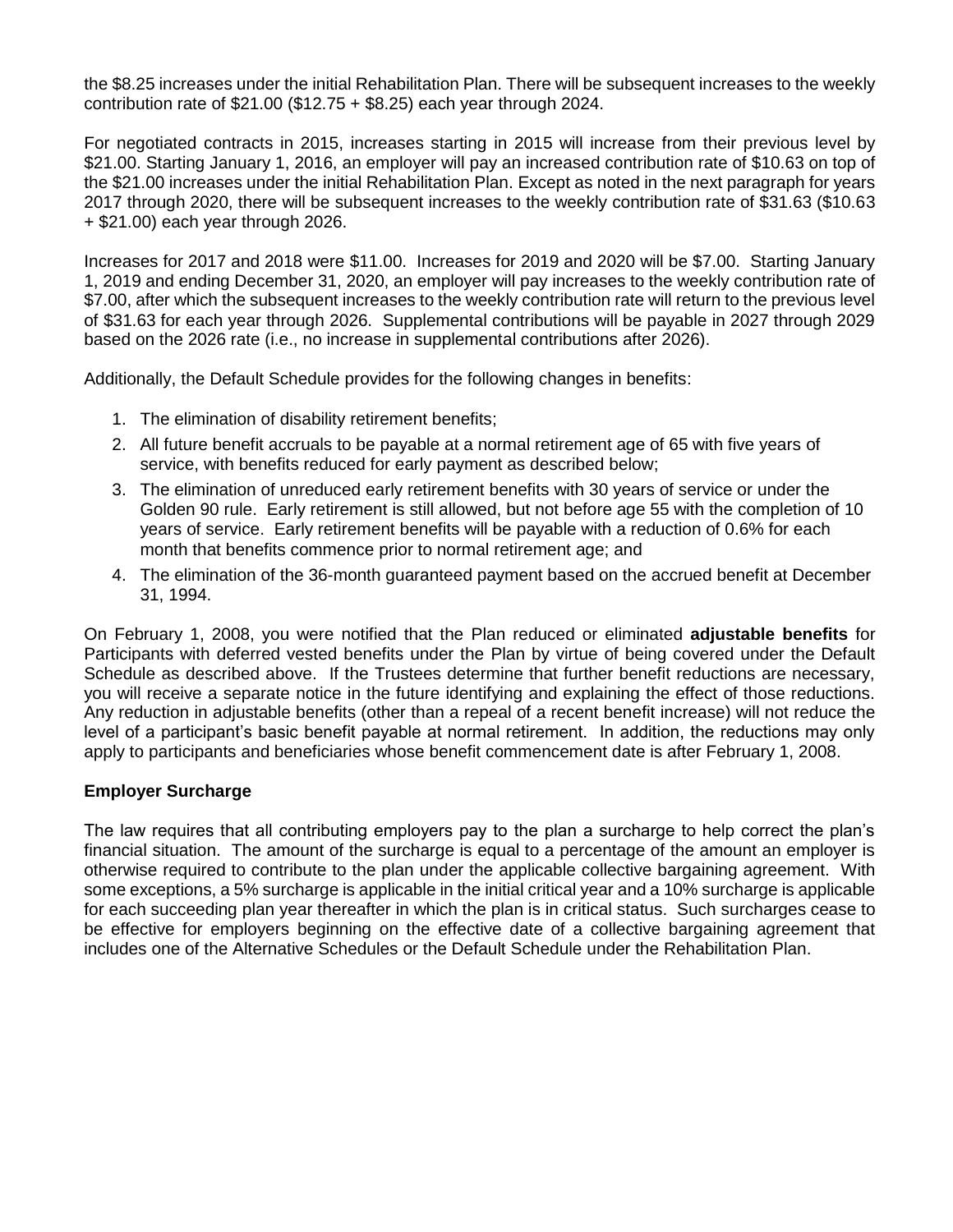the $8.25 increases under the initial Rehabilitation Plan. There will be subsequent increases to the weekly contribution rate of $21.00 ($12.75 + $8.25) each year through 2024.

For negotiated contracts in 2015, increases starting in 2015 will increase from their previous level by $21.00. Starting January 1, 2016, an employer will pay an increased contribution rate of $10.63 on top of the $21.00 increases under the initial Rehabilitation Plan. Except as noted in the next paragraph for years 2017 through 2020, there will be subsequent increases to the weekly contribution rate of $31.63 ($10.63 + $21.00) each year through 2026.

Increases for 2017 and 2018 were $11.00. Increases for 2019 and 2020 will be $7.00. Starting January 1, 2019 and ending December 31, 2020, an employer will pay increases to the weekly contribution rate of $7.00, after which the subsequent increases to the weekly contribution rate will return to the previous level of $31.63 for each year through 2026. Supplemental contributions will be payable in 2027 through 2029 based on the 2026 rate (i.e., no increase in supplemental contributions after 2026).

Additionally, the Default Schedule provides for the following changes in benefits:

1. The elimination of disability retirement benefits;
2. All future benefit accruals to be payable at a normal retirement age of 65 with five years of service, with benefits reduced for early payment as described below;
3. The elimination of unreduced early retirement benefits with 30 years of service or under the Golden 90 rule. Early retirement is still allowed, but not before age 55 with the completion of 10 years of service. Early retirement benefits will be payable with a reduction of 0.6% for each month that benefits commence prior to normal retirement age; and
4. The elimination of the 36-month guaranteed payment based on the accrued benefit at December 31, 1994.

On February 1, 2008, you were notified that the Plan reduced or eliminated **adjustable benefits** for Participants with deferred vested benefits under the Plan by virtue of being covered under the Default Schedule as described above. If the Trustees determine that further benefit reductions are necessary, you will receive a separate notice in the future identifying and explaining the effect of those reductions. Any reduction in adjustable benefits (other than a repeal of a recent benefit increase) will not reduce the level of a participant's basic benefit payable at normal retirement. In addition, the reductions may only apply to participants and beneficiaries whose benefit commencement date is after February 1, 2008.

**Employer Surcharge**

The law requires that all contributing employers pay to the plan a surcharge to help correct the plan's financial situation. The amount of the surcharge is equal to a percentage of the amount an employer is otherwise required to contribute to the plan under the applicable collective bargaining agreement. With some exceptions, a 5% surcharge is applicable in the initial critical year and a 10% surcharge is applicable for each succeeding plan year thereafter in which the plan is in critical status. Such surcharges cease to be effective for employers beginning on the effective date of a collective bargaining agreement that includes one of the Alternative Schedules or the Default Schedule under the Rehabilitation Plan.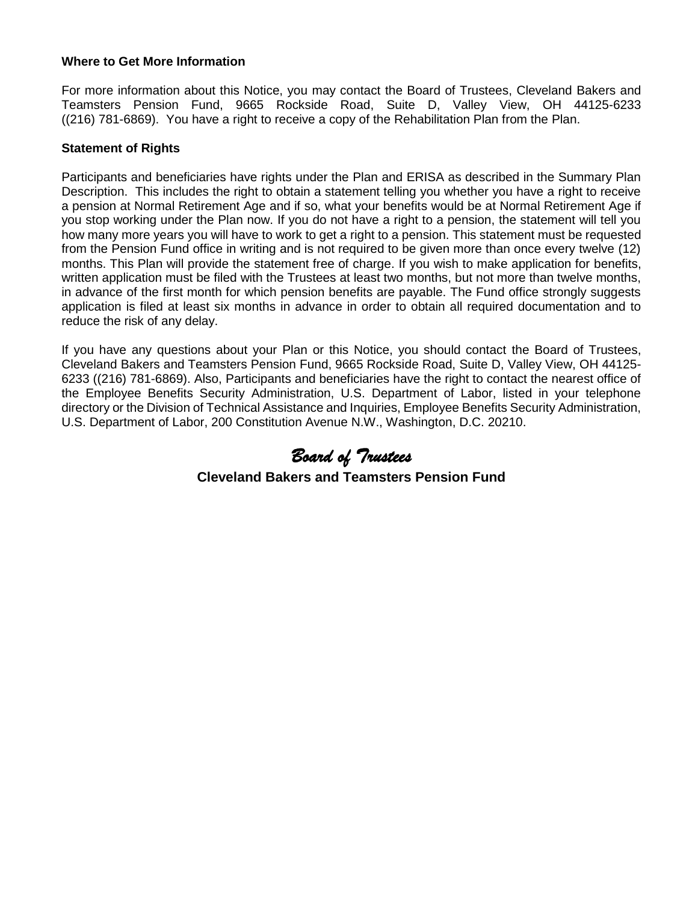**Where to Get More Information**

For more information about this Notice, you may contact the Board of Trustees, Cleveland Bakers and Teamsters Pension Fund, 9665 Rockside Road, Suite D, Valley View, OH 44125-6233 ((216) 781-6869). You have a right to receive a copy of the Rehabilitation Plan from the Plan.

**Statement of Rights**

Participants and beneficiaries have rights under the Plan and ERISA as described in the Summary Plan Description. This includes the right to obtain a statement telling you whether you have a right to receive a pension at Normal Retirement Age and if so, what your benefits would be at Normal Retirement Age if you stop working under the Plan now. If you do not have a right to a pension, the statement will tell you how many more years you will have to work to get a right to a pension. This statement must be requested from the Pension Fund office in writing and is not required to be given more than once every twelve (12) months. This Plan will provide the statement free of charge. If you wish to make application for benefits, written application must be filed with the Trustees at least two months, but not more than twelve months, in advance of the first month for which pension benefits are payable. The Fund office strongly suggests application is filed at least six months in advance in order to obtain all required documentation and to reduce the risk of any delay.

If you have any questions about your Plan or this Notice, you should contact the Board of Trustees, Cleveland Bakers and Teamsters Pension Fund, 9665 Rockside Road, Suite D, Valley View, OH 44125-6233 ((216) 781-6869). Also, Participants and beneficiaries have the right to contact the nearest office of the Employee Benefits Security Administration, U.S. Department of Labor, listed in your telephone directory or the Division of Technical Assistance and Inquiries, Employee Benefits Security Administration, U.S. Department of Labor, 200 Constitution Avenue N.W., Washington, D.C. 20210.

*Board of Trustees*

**Cleveland Bakers and Teamsters Pension Fund**